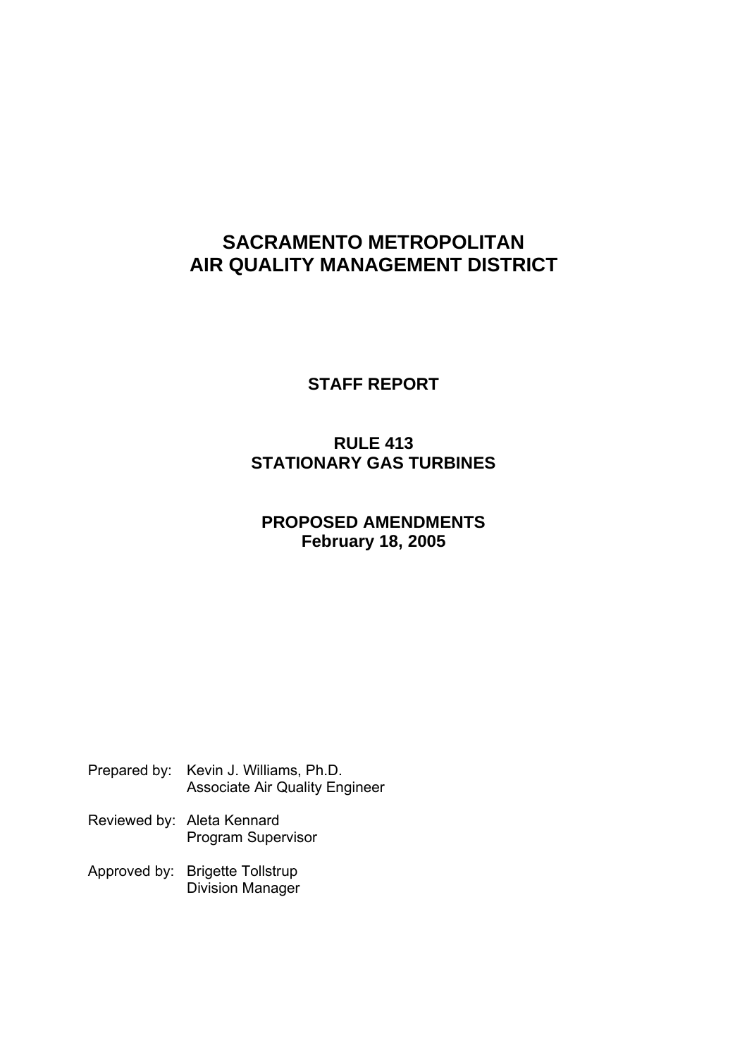# SACRAMENTO METROPOLITAN AIR QUALITY MANAGEMENT DISTRICT

## STAFF REPORT

## RULE 413 STATIONARY GAS TURBINES

## PROPOSED AMENDMENTS February 18, 2005

Prepared by: Kevin J. Williams, Ph.D.
Associate Air Quality Engineer

Reviewed by: Aleta Kennard
Program Supervisor

Approved by: Brigette Tollstrup
Division Manager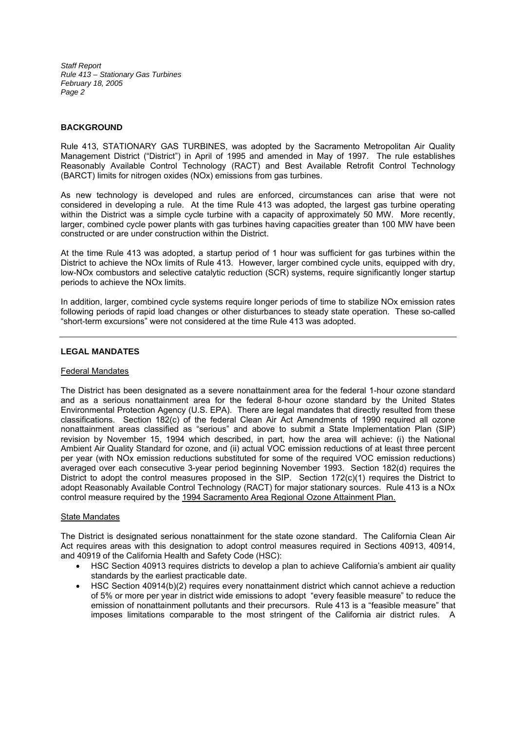## BACKGROUND

Rule 413, STATIONARY GAS TURBINES, was adopted by the Sacramento Metropolitan Air Quality Management District ("District") in April of 1995 and amended in May of 1997. The rule establishes Reasonably Available Control Technology (RACT) and Best Available Retrofit Control Technology (BARCT) limits for nitrogen oxides (NOx) emissions from gas turbines.

As new technology is developed and rules are enforced, circumstances can arise that were not considered in developing a rule. At the time Rule 413 was adopted, the largest gas turbine operating within the District was a simple cycle turbine with a capacity of approximately 50 MW. More recently, larger, combined cycle power plants with gas turbines having capacities greater than 100 MW have been constructed or are under construction within the District.

At the time Rule 413 was adopted, a startup period of 1 hour was sufficient for gas turbines within the District to achieve the NOx limits of Rule 413. However, larger combined cycle units, equipped with dry, low-NOx combustors and selective catalytic reduction (SCR) systems, require significantly longer startup periods to achieve the NOx limits.

In addition, larger, combined cycle systems require longer periods of time to stabilize NOx emission rates following periods of rapid load changes or other disturbances to steady state operation. These so-called "short-term excursions" were not considered at the time Rule 413 was adopted.

---

## LEGAL MANDATES

### Federal Mandates

The District has been designated as a severe nonattainment area for the federal 1-hour ozone standard and as a serious nonattainment area for the federal 8-hour ozone standard by the United States Environmental Protection Agency (U.S. EPA). There are legal mandates that directly resulted from these classifications. Section 182(c) of the federal Clean Air Act Amendments of 1990 required all ozone nonattainment areas classified as "serious" and above to submit a State Implementation Plan (SIP) revision by November 15, 1994 which described, in part, how the area will achieve: (i) the National Ambient Air Quality Standard for ozone, and (ii) actual VOC emission reductions of at least three percent per year (with NOx emission reductions substituted for some of the required VOC emission reductions) averaged over each consecutive 3-year period beginning November 1993. Section 182(d) requires the District to adopt the control measures proposed in the SIP. Section 172(c)(1) requires the District to adopt Reasonably Available Control Technology (RACT) for major stationary sources. Rule 413 is a NOx control measure required by the 1994 Sacramento Area Regional Ozone Attainment Plan.

### State Mandates

The District is designated serious nonattainment for the state ozone standard. The California Clean Air Act requires areas with this designation to adopt control measures required in Sections 40913, 40914, and 40919 of the California Health and Safety Code (HSC):

- HSC Section 40913 requires districts to develop a plan to achieve California's ambient air quality standards by the earliest practicable date.
- HSC Section 40914(b)(2) requires every nonattainment district which cannot achieve a reduction of 5% or more per year in district wide emissions to adopt "every feasible measure" to reduce the emission of nonattainment pollutants and their precursors. Rule 413 is a "feasible measure" that imposes limitations comparable to the most stringent of the California air district rules. A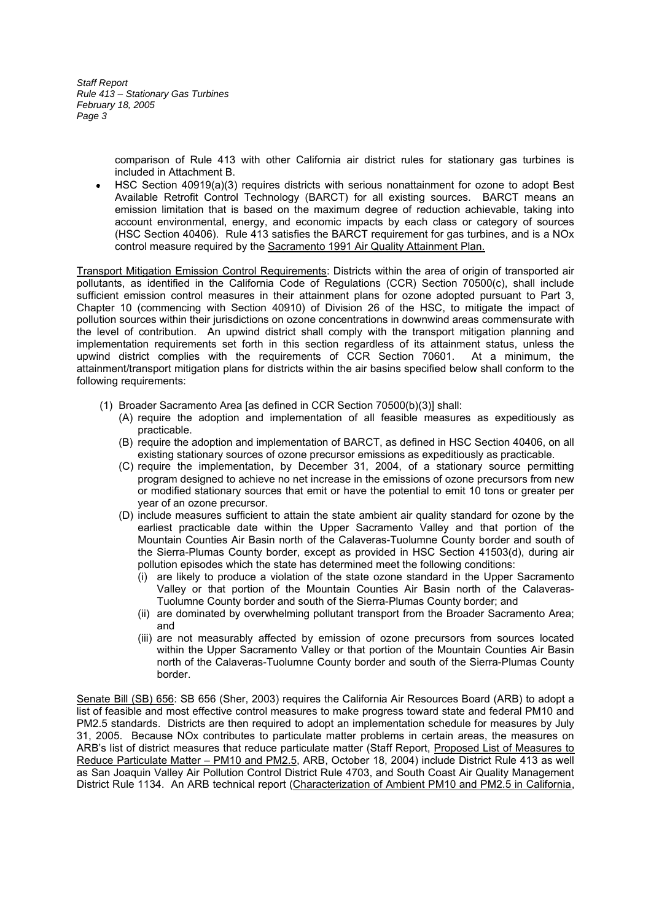comparison of Rule 413 with other California air district rules for stationary gas turbines is included in Attachment B.

- HSC Section 40919(a)(3) requires districts with serious nonattainment for ozone to adopt Best Available Retrofit Control Technology (BARCT) for all existing sources. BARCT means an emission limitation that is based on the maximum degree of reduction achievable, taking into account environmental, energy, and economic impacts by each class or category of sources (HSC Section 40406). Rule 413 satisfies the BARCT requirement for gas turbines, and is a NOx control measure required by the Sacramento 1991 Air Quality Attainment Plan.

Transport Mitigation Emission Control Requirements: Districts within the area of origin of transported air pollutants, as identified in the California Code of Regulations (CCR) Section 70500(c), shall include sufficient emission control measures in their attainment plans for ozone adopted pursuant to Part 3, Chapter 10 (commencing with Section 40910) of Division 26 of the HSC, to mitigate the impact of pollution sources within their jurisdictions on ozone concentrations in downwind areas commensurate with the level of contribution. An upwind district shall comply with the transport mitigation planning and implementation requirements set forth in this section regardless of its attainment status, unless the upwind district complies with the requirements of CCR Section 70601. At a minimum, the attainment/transport mitigation plans for districts within the air basins specified below shall conform to the following requirements:

(1) Broader Sacramento Area [as defined in CCR Section 70500(b)(3)] shall:
  - (A) require the adoption and implementation of all feasible measures as expeditiously as practicable.
  - (B) require the adoption and implementation of BARCT, as defined in HSC Section 40406, on all existing stationary sources of ozone precursor emissions as expeditiously as practicable.
  - (C) require the implementation, by December 31, 2004, of a stationary source permitting program designed to achieve no net increase in the emissions of ozone precursors from new or modified stationary sources that emit or have the potential to emit 10 tons or greater per year of an ozone precursor.
  - (D) include measures sufficient to attain the state ambient air quality standard for ozone by the earliest practicable date within the Upper Sacramento Valley and that portion of the Mountain Counties Air Basin north of the Calaveras-Tuolumne County border and south of the Sierra-Plumas County border, except as provided in HSC Section 41503(d), during air pollution episodes which the state has determined meet the following conditions:
    - (i) are likely to produce a violation of the state ozone standard in the Upper Sacramento Valley or that portion of the Mountain Counties Air Basin north of the Calaveras-Tuolumne County border and south of the Sierra-Plumas County border; and
    - (ii) are dominated by overwhelming pollutant transport from the Broader Sacramento Area; and
    - (iii) are not measurably affected by emission of ozone precursors from sources located within the Upper Sacramento Valley or that portion of the Mountain Counties Air Basin north of the Calaveras-Tuolumne County border and south of the Sierra-Plumas County border.

Senate Bill (SB) 656: SB 656 (Sher, 2003) requires the California Air Resources Board (ARB) to adopt a list of feasible and most effective control measures to make progress toward state and federal PM10 and PM2.5 standards. Districts are then required to adopt an implementation schedule for measures by July 31, 2005. Because NOx contributes to particulate matter problems in certain areas, the measures on ARB's list of district measures that reduce particulate matter (Staff Report, Proposed List of Measures to Reduce Particulate Matter – PM10 and PM2.5, ARB, October 18, 2004) include District Rule 413 as well as San Joaquin Valley Air Pollution Control District Rule 4703, and South Coast Air Quality Management District Rule 1134. An ARB technical report (Characterization of Ambient PM10 and PM2.5 in California,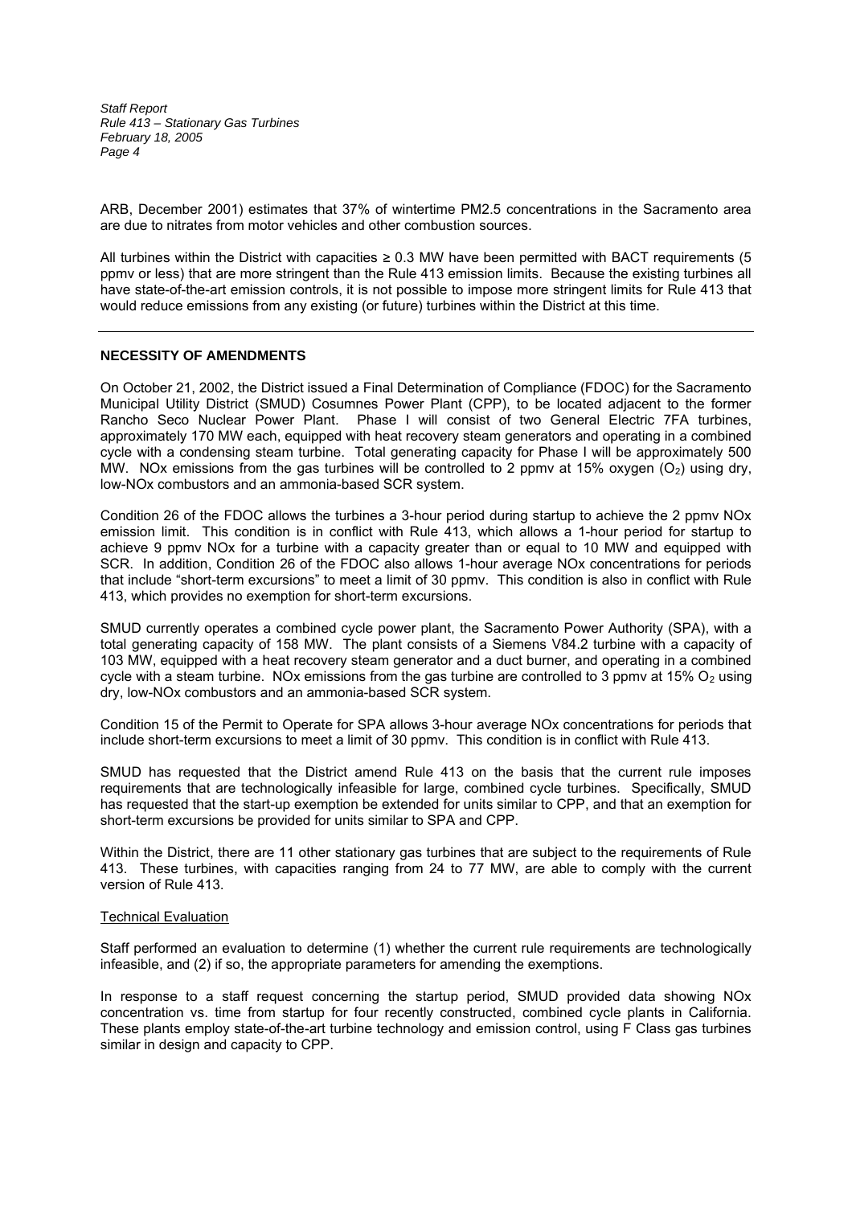ARB, December 2001) estimates that 37% of wintertime PM2.5 concentrations in the Sacramento area are due to nitrates from motor vehicles and other combustion sources.

All turbines within the District with capacities ≥ 0.3 MW have been permitted with BACT requirements (5 ppmv or less) that are more stringent than the Rule 413 emission limits. Because the existing turbines all have state-of-the-art emission controls, it is not possible to impose more stringent limits for Rule 413 that would reduce emissions from any existing (or future) turbines within the District at this time.

---

## NECESSITY OF AMENDMENTS

On October 21, 2002, the District issued a Final Determination of Compliance (FDOC) for the Sacramento Municipal Utility District (SMUD) Cosumnes Power Plant (CPP), to be located adjacent to the former Rancho Seco Nuclear Power Plant. Phase I will consist of two General Electric 7FA turbines, approximately 170 MW each, equipped with heat recovery steam generators and operating in a combined cycle with a condensing steam turbine. Total generating capacity for Phase I will be approximately 500 MW. NOx emissions from the gas turbines will be controlled to 2 ppmv at 15% oxygen ($O_2$) using dry, low-NOx combustors and an ammonia-based SCR system.

Condition 26 of the FDOC allows the turbines a 3-hour period during startup to achieve the 2 ppmv NOx emission limit. This condition is in conflict with Rule 413, which allows a 1-hour period for startup to achieve 9 ppmv NOx for a turbine with a capacity greater than or equal to 10 MW and equipped with SCR. In addition, Condition 26 of the FDOC also allows 1-hour average NOx concentrations for periods that include "short-term excursions" to meet a limit of 30 ppmv. This condition is also in conflict with Rule 413, which provides no exemption for short-term excursions.

SMUD currently operates a combined cycle power plant, the Sacramento Power Authority (SPA), with a total generating capacity of 158 MW. The plant consists of a Siemens V84.2 turbine with a capacity of 103 MW, equipped with a heat recovery steam generator and a duct burner, and operating in a combined cycle with a steam turbine. NOx emissions from the gas turbine are controlled to 3 ppmv at 15% $O_2$ using dry, low-NOx combustors and an ammonia-based SCR system.

Condition 15 of the Permit to Operate for SPA allows 3-hour average NOx concentrations for periods that include short-term excursions to meet a limit of 30 ppmv. This condition is in conflict with Rule 413.

SMUD has requested that the District amend Rule 413 on the basis that the current rule imposes requirements that are technologically infeasible for large, combined cycle turbines. Specifically, SMUD has requested that the start-up exemption be extended for units similar to CPP, and that an exemption for short-term excursions be provided for units similar to SPA and CPP.

Within the District, there are 11 other stationary gas turbines that are subject to the requirements of Rule 413. These turbines, with capacities ranging from 24 to 77 MW, are able to comply with the current version of Rule 413.

### Technical Evaluation

Staff performed an evaluation to determine (1) whether the current rule requirements are technologically infeasible, and (2) if so, the appropriate parameters for amending the exemptions.

In response to a staff request concerning the startup period, SMUD provided data showing NOx concentration vs. time from startup for four recently constructed, combined cycle plants in California. These plants employ state-of-the-art turbine technology and emission control, using F Class gas turbines similar in design and capacity to CPP.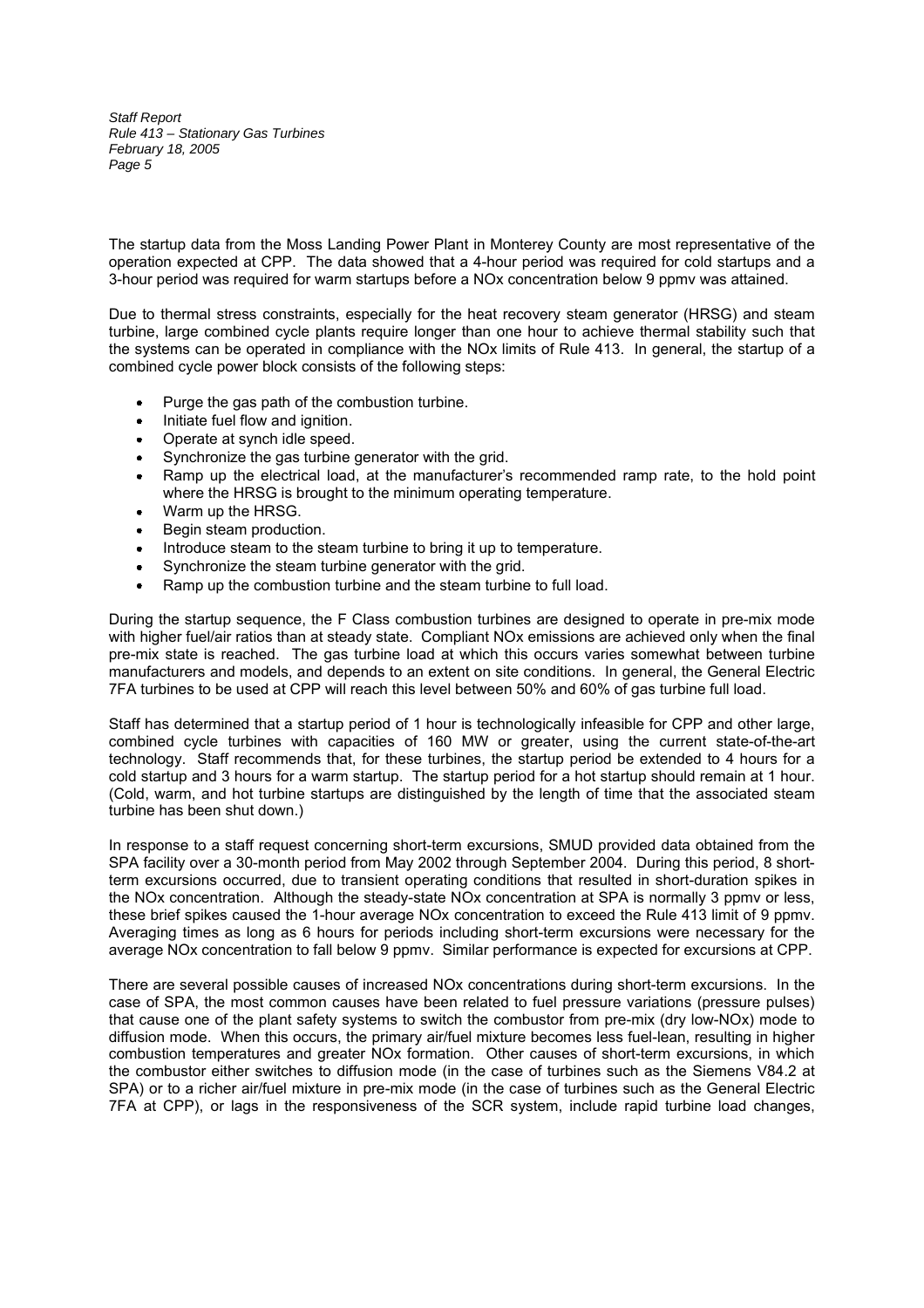The startup data from the Moss Landing Power Plant in Monterey County are most representative of the operation expected at CPP. The data showed that a 4-hour period was required for cold startups and a 3-hour period was required for warm startups before a NOx concentration below 9 ppmv was attained.

Due to thermal stress constraints, especially for the heat recovery steam generator (HRSG) and steam turbine, large combined cycle plants require longer than one hour to achieve thermal stability such that the systems can be operated in compliance with the NOx limits of Rule 413. In general, the startup of a combined cycle power block consists of the following steps:

- Purge the gas path of the combustion turbine.
- Initiate fuel flow and ignition.
- Operate at synch idle speed.
- Synchronize the gas turbine generator with the grid.
- Ramp up the electrical load, at the manufacturer's recommended ramp rate, to the hold point where the HRSG is brought to the minimum operating temperature.
- Warm up the HRSG.
- Begin steam production.
- Introduce steam to the steam turbine to bring it up to temperature.
- Synchronize the steam turbine generator with the grid.
- Ramp up the combustion turbine and the steam turbine to full load.

During the startup sequence, the F Class combustion turbines are designed to operate in pre-mix mode with higher fuel/air ratios than at steady state. Compliant NOx emissions are achieved only when the final pre-mix state is reached. The gas turbine load at which this occurs varies somewhat between turbine manufacturers and models, and depends to an extent on site conditions. In general, the General Electric 7FA turbines to be used at CPP will reach this level between 50% and 60% of gas turbine full load.

Staff has determined that a startup period of 1 hour is technologically infeasible for CPP and other large, combined cycle turbines with capacities of 160 MW or greater, using the current state-of-the-art technology. Staff recommends that, for these turbines, the startup period be extended to 4 hours for a cold startup and 3 hours for a warm startup. The startup period for a hot startup should remain at 1 hour. (Cold, warm, and hot turbine startups are distinguished by the length of time that the associated steam turbine has been shut down.)

In response to a staff request concerning short-term excursions, SMUD provided data obtained from the SPA facility over a 30-month period from May 2002 through September 2004. During this period, 8 short-term excursions occurred, due to transient operating conditions that resulted in short-duration spikes in the NOx concentration. Although the steady-state NOx concentration at SPA is normally 3 ppmv or less, these brief spikes caused the 1-hour average NOx concentration to exceed the Rule 413 limit of 9 ppmv. Averaging times as long as 6 hours for periods including short-term excursions were necessary for the average NOx concentration to fall below 9 ppmv. Similar performance is expected for excursions at CPP.

There are several possible causes of increased NOx concentrations during short-term excursions. In the case of SPA, the most common causes have been related to fuel pressure variations (pressure pulses) that cause one of the plant safety systems to switch the combustor from pre-mix (dry low-NOx) mode to diffusion mode. When this occurs, the primary air/fuel mixture becomes less fuel-lean, resulting in higher combustion temperatures and greater NOx formation. Other causes of short-term excursions, in which the combustor either switches to diffusion mode (in the case of turbines such as the Siemens V84.2 at SPA) or to a richer air/fuel mixture in pre-mix mode (in the case of turbines such as the General Electric 7FA at CPP), or lags in the responsiveness of the SCR system, include rapid turbine load changes,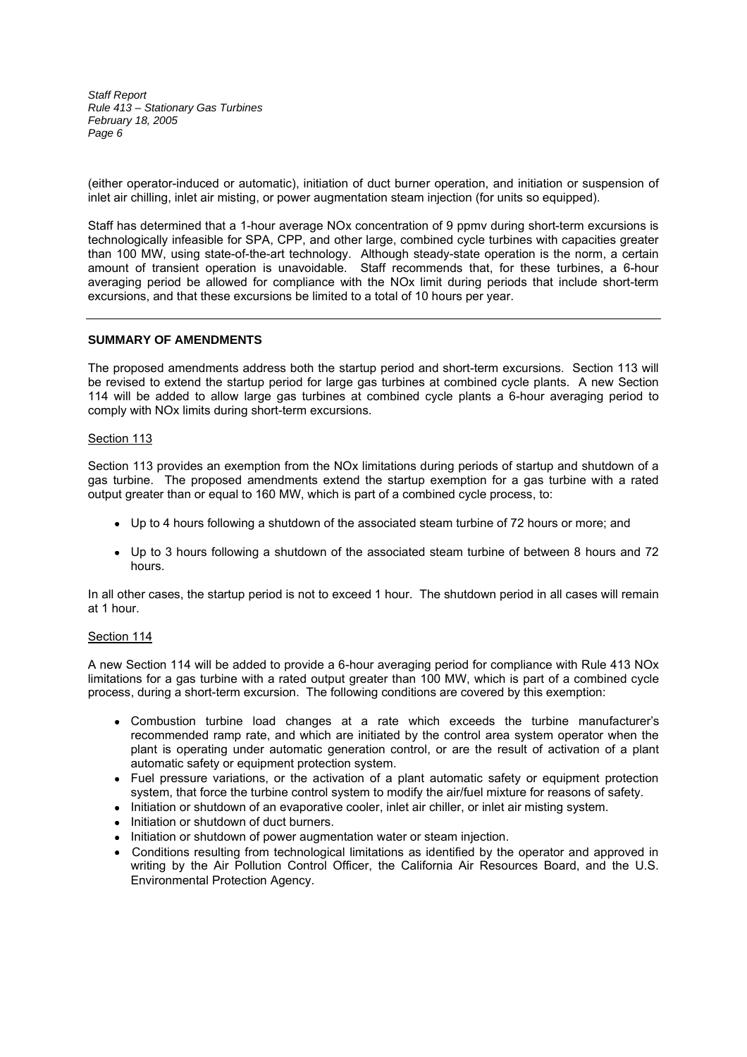(either operator-induced or automatic), initiation of duct burner operation, and initiation or suspension of inlet air chilling, inlet air misting, or power augmentation steam injection (for units so equipped).

Staff has determined that a 1-hour average NOx concentration of 9 ppmv during short-term excursions is technologically infeasible for SPA, CPP, and other large, combined cycle turbines with capacities greater than 100 MW, using state-of-the-art technology. Although steady-state operation is the norm, a certain amount of transient operation is unavoidable. Staff recommends that, for these turbines, a 6-hour averaging period be allowed for compliance with the NOx limit during periods that include short-term excursions, and that these excursions be limited to a total of 10 hours per year.

---

## SUMMARY OF AMENDMENTS

The proposed amendments address both the startup period and short-term excursions. Section 113 will be revised to extend the startup period for large gas turbines at combined cycle plants. A new Section 114 will be added to allow large gas turbines at combined cycle plants a 6-hour averaging period to comply with NOx limits during short-term excursions.

### Section 113

Section 113 provides an exemption from the NOx limitations during periods of startup and shutdown of a gas turbine. The proposed amendments extend the startup exemption for a gas turbine with a rated output greater than or equal to 160 MW, which is part of a combined cycle process, to:

- Up to 4 hours following a shutdown of the associated steam turbine of 72 hours or more; and
- Up to 3 hours following a shutdown of the associated steam turbine of between 8 hours and 72 hours.

In all other cases, the startup period is not to exceed 1 hour. The shutdown period in all cases will remain at 1 hour.

### Section 114

A new Section 114 will be added to provide a 6-hour averaging period for compliance with Rule 413 NOx limitations for a gas turbine with a rated output greater than 100 MW, which is part of a combined cycle process, during a short-term excursion. The following conditions are covered by this exemption:

- Combustion turbine load changes at a rate which exceeds the turbine manufacturer's recommended ramp rate, and which are initiated by the control area system operator when the plant is operating under automatic generation control, or are the result of activation of a plant automatic safety or equipment protection system.
- Fuel pressure variations, or the activation of a plant automatic safety or equipment protection system, that force the turbine control system to modify the air/fuel mixture for reasons of safety.
- Initiation or shutdown of an evaporative cooler, inlet air chiller, or inlet air misting system.
- Initiation or shutdown of duct burners.
- Initiation or shutdown of power augmentation water or steam injection.
- Conditions resulting from technological limitations as identified by the operator and approved in writing by the Air Pollution Control Officer, the California Air Resources Board, and the U.S. Environmental Protection Agency.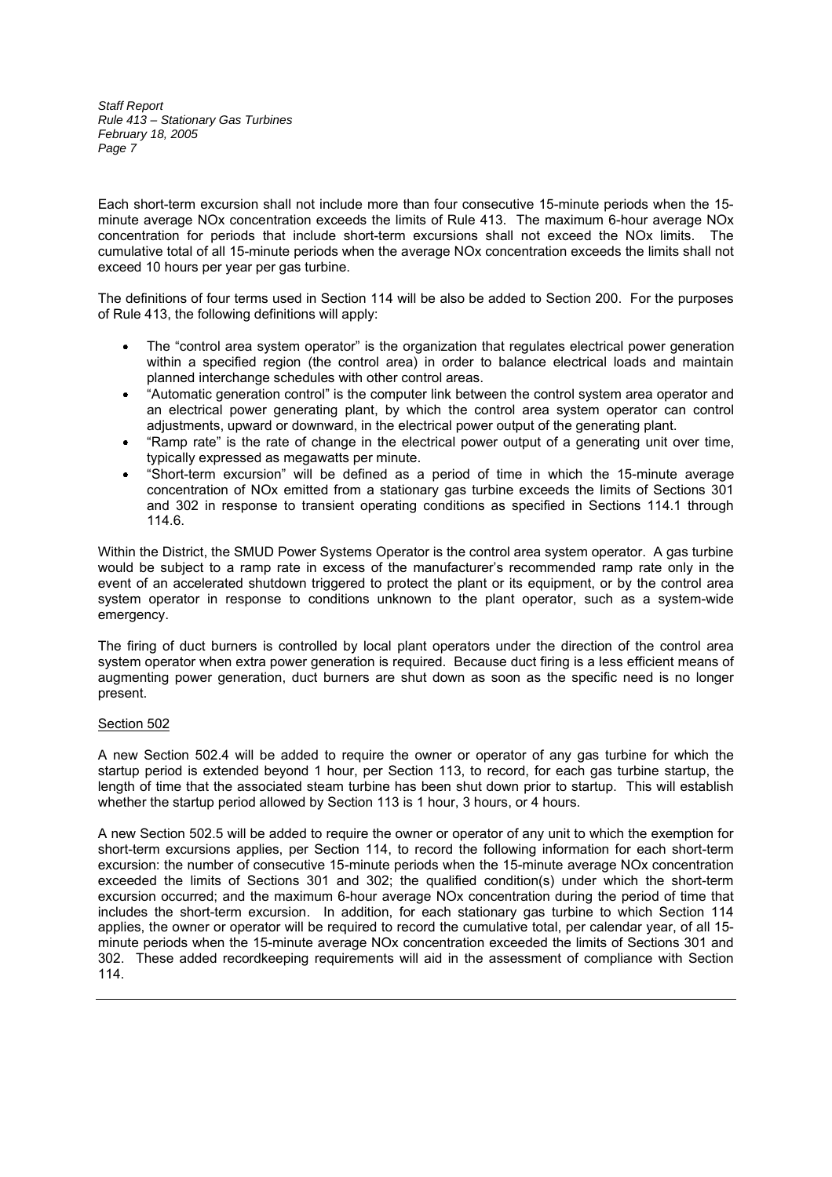Each short-term excursion shall not include more than four consecutive 15-minute periods when the 15-minute average NOx concentration exceeds the limits of Rule 413. The maximum 6-hour average NOx concentration for periods that include short-term excursions shall not exceed the NOx limits. The cumulative total of all 15-minute periods when the average NOx concentration exceeds the limits shall not exceed 10 hours per year per gas turbine.

The definitions of four terms used in Section 114 will be also be added to Section 200. For the purposes of Rule 413, the following definitions will apply:

- The "control area system operator" is the organization that regulates electrical power generation within a specified region (the control area) in order to balance electrical loads and maintain planned interchange schedules with other control areas.
- "Automatic generation control" is the computer link between the control system area operator and an electrical power generating plant, by which the control area system operator can control adjustments, upward or downward, in the electrical power output of the generating plant.
- "Ramp rate" is the rate of change in the electrical power output of a generating unit over time, typically expressed as megawatts per minute.
- "Short-term excursion" will be defined as a period of time in which the 15-minute average concentration of NOx emitted from a stationary gas turbine exceeds the limits of Sections 301 and 302 in response to transient operating conditions as specified in Sections 114.1 through 114.6.

Within the District, the SMUD Power Systems Operator is the control area system operator. A gas turbine would be subject to a ramp rate in excess of the manufacturer's recommended ramp rate only in the event of an accelerated shutdown triggered to protect the plant or its equipment, or by the control area system operator in response to conditions unknown to the plant operator, such as a system-wide emergency.

The firing of duct burners is controlled by local plant operators under the direction of the control area system operator when extra power generation is required. Because duct firing is a less efficient means of augmenting power generation, duct burners are shut down as soon as the specific need is no longer present.

Section 502

A new Section 502.4 will be added to require the owner or operator of any gas turbine for which the startup period is extended beyond 1 hour, per Section 113, to record, for each gas turbine startup, the length of time that the associated steam turbine has been shut down prior to startup. This will establish whether the startup period allowed by Section 113 is 1 hour, 3 hours, or 4 hours.

A new Section 502.5 will be added to require the owner or operator of any unit to which the exemption for short-term excursions applies, per Section 114, to record the following information for each short-term excursion: the number of consecutive 15-minute periods when the 15-minute average NOx concentration exceeded the limits of Sections 301 and 302; the qualified condition(s) under which the short-term excursion occurred; and the maximum 6-hour average NOx concentration during the period of time that includes the short-term excursion. In addition, for each stationary gas turbine to which Section 114 applies, the owner or operator will be required to record the cumulative total, per calendar year, of all 15-minute periods when the 15-minute average NOx concentration exceeded the limits of Sections 301 and 302. These added recordkeeping requirements will aid in the assessment of compliance with Section 114.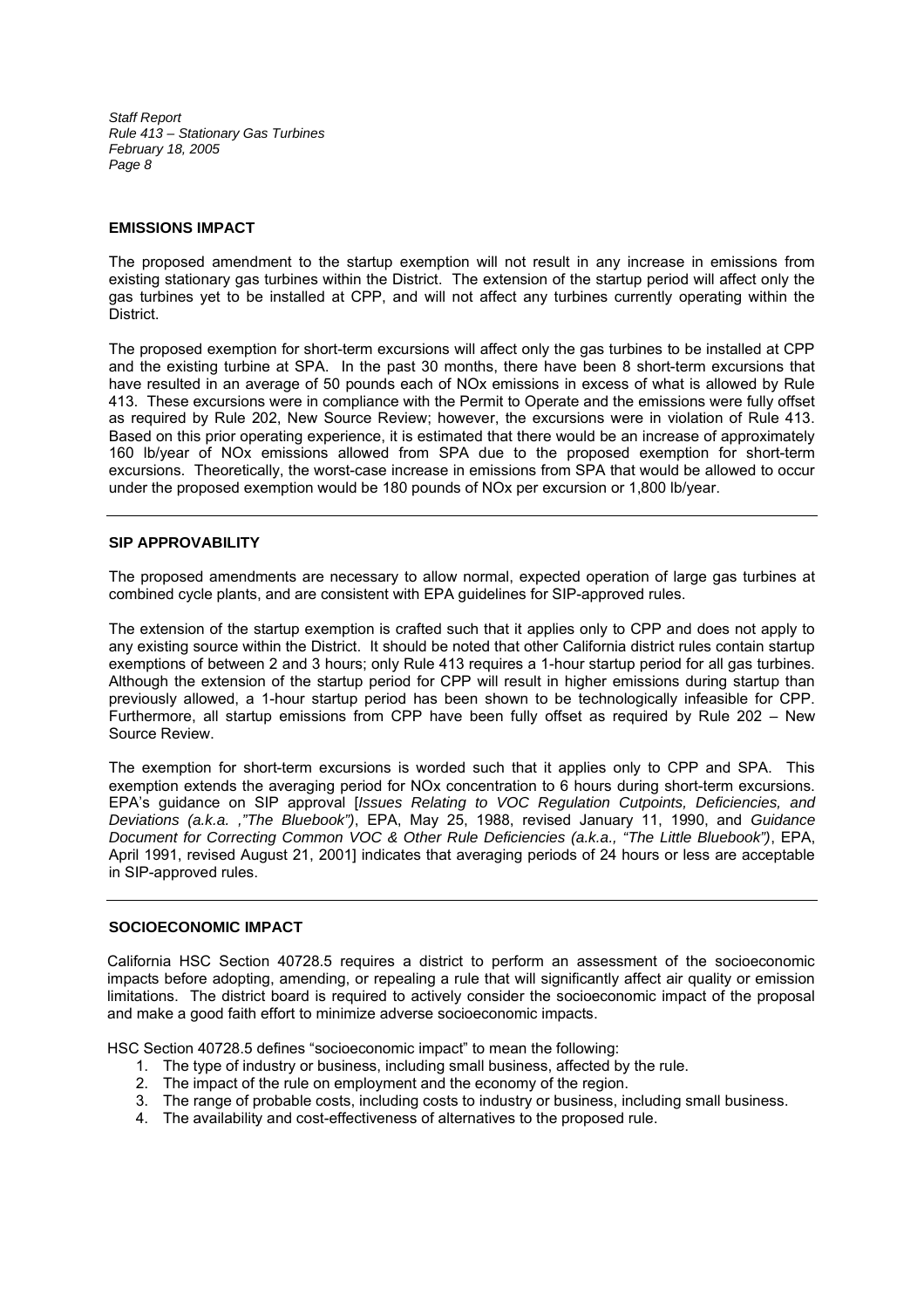## EMISSIONS IMPACT

The proposed amendment to the startup exemption will not result in any increase in emissions from existing stationary gas turbines within the District. The extension of the startup period will affect only the gas turbines yet to be installed at CPP, and will not affect any turbines currently operating within the District.

The proposed exemption for short-term excursions will affect only the gas turbines to be installed at CPP and the existing turbine at SPA. In the past 30 months, there have been 8 short-term excursions that have resulted in an average of 50 pounds each of NOx emissions in excess of what is allowed by Rule 413. These excursions were in compliance with the Permit to Operate and the emissions were fully offset as required by Rule 202, New Source Review; however, the excursions were in violation of Rule 413. Based on this prior operating experience, it is estimated that there would be an increase of approximately 160 lb/year of NOx emissions allowed from SPA due to the proposed exemption for short-term excursions. Theoretically, the worst-case increase in emissions from SPA that would be allowed to occur under the proposed exemption would be 180 pounds of NOx per excursion or 1,800 lb/year.

## SIP APPROVABILITY

The proposed amendments are necessary to allow normal, expected operation of large gas turbines at combined cycle plants, and are consistent with EPA guidelines for SIP-approved rules.

The extension of the startup exemption is crafted such that it applies only to CPP and does not apply to any existing source within the District. It should be noted that other California district rules contain startup exemptions of between 2 and 3 hours; only Rule 413 requires a 1-hour startup period for all gas turbines. Although the extension of the startup period for CPP will result in higher emissions during startup than previously allowed, a 1-hour startup period has been shown to be technologically infeasible for CPP. Furthermore, all startup emissions from CPP have been fully offset as required by Rule 202 – New Source Review.

The exemption for short-term excursions is worded such that it applies only to CPP and SPA. This exemption extends the averaging period for NOx concentration to 6 hours during short-term excursions. EPA's guidance on SIP approval [*Issues Relating to VOC Regulation Cutpoints, Deficiencies, and Deviations (a.k.a. ,"The Bluebook")*, EPA, May 25, 1988, revised January 11, 1990, and *Guidance Document for Correcting Common VOC & Other Rule Deficiencies (a.k.a., "The Little Bluebook")*, EPA, April 1991, revised August 21, 2001] indicates that averaging periods of 24 hours or less are acceptable in SIP-approved rules.

## SOCIOECONOMIC IMPACT

California HSC Section 40728.5 requires a district to perform an assessment of the socioeconomic impacts before adopting, amending, or repealing a rule that will significantly affect air quality or emission limitations. The district board is required to actively consider the socioeconomic impact of the proposal and make a good faith effort to minimize adverse socioeconomic impacts.

HSC Section 40728.5 defines "socioeconomic impact" to mean the following:

1. The type of industry or business, including small business, affected by the rule.
2. The impact of the rule on employment and the economy of the region.
3. The range of probable costs, including costs to industry or business, including small business.
4. The availability and cost-effectiveness of alternatives to the proposed rule.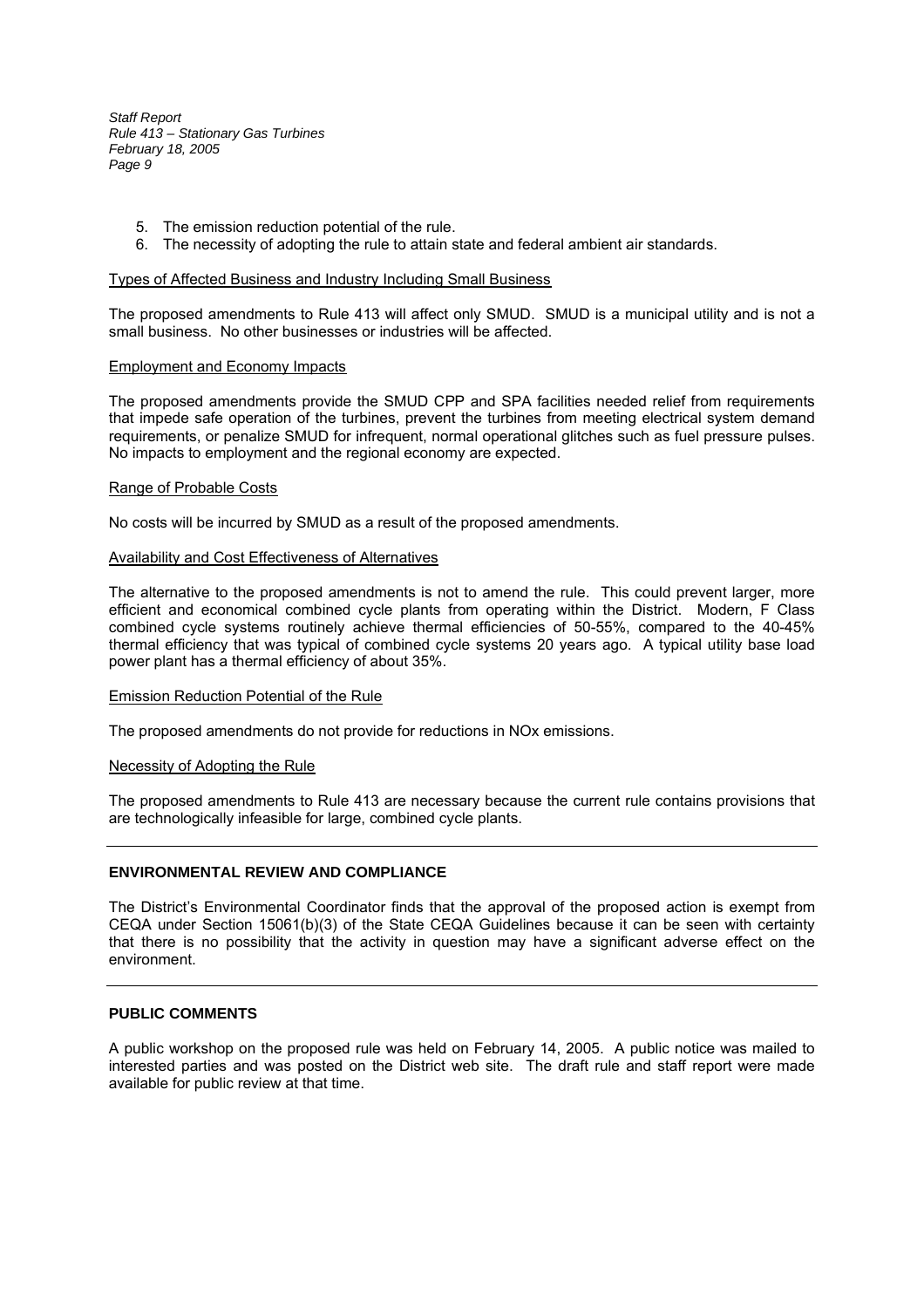5. The emission reduction potential of the rule.
6. The necessity of adopting the rule to attain state and federal ambient air standards.

Types of Affected Business and Industry Including Small Business

The proposed amendments to Rule 413 will affect only SMUD. SMUD is a municipal utility and is not a small business. No other businesses or industries will be affected.

Employment and Economy Impacts

The proposed amendments provide the SMUD CPP and SPA facilities needed relief from requirements that impede safe operation of the turbines, prevent the turbines from meeting electrical system demand requirements, or penalize SMUD for infrequent, normal operational glitches such as fuel pressure pulses. No impacts to employment and the regional economy are expected.

Range of Probable Costs

No costs will be incurred by SMUD as a result of the proposed amendments.

Availability and Cost Effectiveness of Alternatives

The alternative to the proposed amendments is not to amend the rule. This could prevent larger, more efficient and economical combined cycle plants from operating within the District. Modern, F Class combined cycle systems routinely achieve thermal efficiencies of 50-55%, compared to the 40-45% thermal efficiency that was typical of combined cycle systems 20 years ago. A typical utility base load power plant has a thermal efficiency of about 35%.

Emission Reduction Potential of the Rule

The proposed amendments do not provide for reductions in NOx emissions.

Necessity of Adopting the Rule

The proposed amendments to Rule 413 are necessary because the current rule contains provisions that are technologically infeasible for large, combined cycle plants.

---

## ENVIRONMENTAL REVIEW AND COMPLIANCE

The District's Environmental Coordinator finds that the approval of the proposed action is exempt from CEQA under Section 15061(b)(3) of the State CEQA Guidelines because it can be seen with certainty that there is no possibility that the activity in question may have a significant adverse effect on the environment.

---

## PUBLIC COMMENTS

A public workshop on the proposed rule was held on February 14, 2005. A public notice was mailed to interested parties and was posted on the District web site. The draft rule and staff report were made available for public review at that time.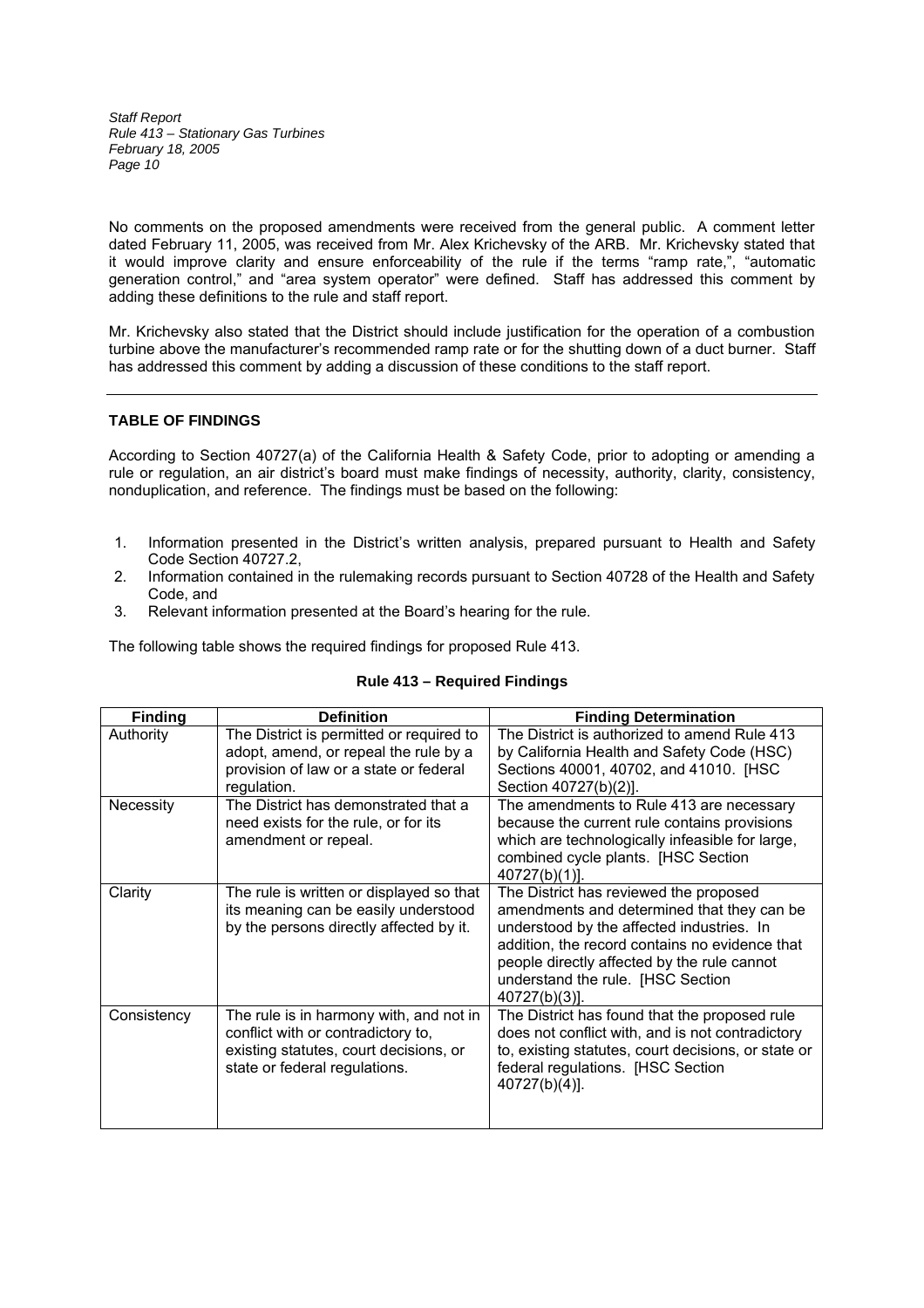No comments on the proposed amendments were received from the general public. A comment letter dated February 11, 2005, was received from Mr. Alex Krichevsky of the ARB. Mr. Krichevsky stated that it would improve clarity and ensure enforceability of the rule if the terms "ramp rate,", "automatic generation control," and "area system operator" were defined. Staff has addressed this comment by adding these definitions to the rule and staff report.

Mr. Krichevsky also stated that the District should include justification for the operation of a combustion turbine above the manufacturer's recommended ramp rate or for the shutting down of a duct burner. Staff has addressed this comment by adding a discussion of these conditions to the staff report.

---

## TABLE OF FINDINGS

According to Section 40727(a) of the California Health & Safety Code, prior to adopting or amending a rule or regulation, an air district's board must make findings of necessity, authority, clarity, consistency, nonduplication, and reference. The findings must be based on the following:

1. Information presented in the District's written analysis, prepared pursuant to Health and Safety Code Section 40727.2,
2. Information contained in the rulemaking records pursuant to Section 40728 of the Health and Safety Code, and
3. Relevant information presented at the Board's hearing for the rule.

The following table shows the required findings for proposed Rule 413.

**Rule 413 – Required Findings**

| Finding | Definition | Finding Determination |
|---|---|---|
| Authority | The District is permitted or required to adopt, amend, or repeal the rule by a provision of law or a state or federal regulation. | The District is authorized to amend Rule 413 by California Health and Safety Code (HSC) Sections 40001, 40702, and 41010. [HSC Section 40727(b)(2)]. |
| Necessity | The District has demonstrated that a need exists for the rule, or for its amendment or repeal. | The amendments to Rule 413 are necessary because the current rule contains provisions which are technologically infeasible for large, combined cycle plants. [HSC Section 40727(b)(1)]. |
| Clarity | The rule is written or displayed so that its meaning can be easily understood by the persons directly affected by it. | The District has reviewed the proposed amendments and determined that they can be understood by the affected industries. In addition, the record contains no evidence that people directly affected by the rule cannot understand the rule. [HSC Section 40727(b)(3)]. |
| Consistency | The rule is in harmony with, and not in conflict with or contradictory to, existing statutes, court decisions, or state or federal regulations. | The District has found that the proposed rule does not conflict with, and is not contradictory to, existing statutes, court decisions, or state or federal regulations. [HSC Section 40727(b)(4)]. |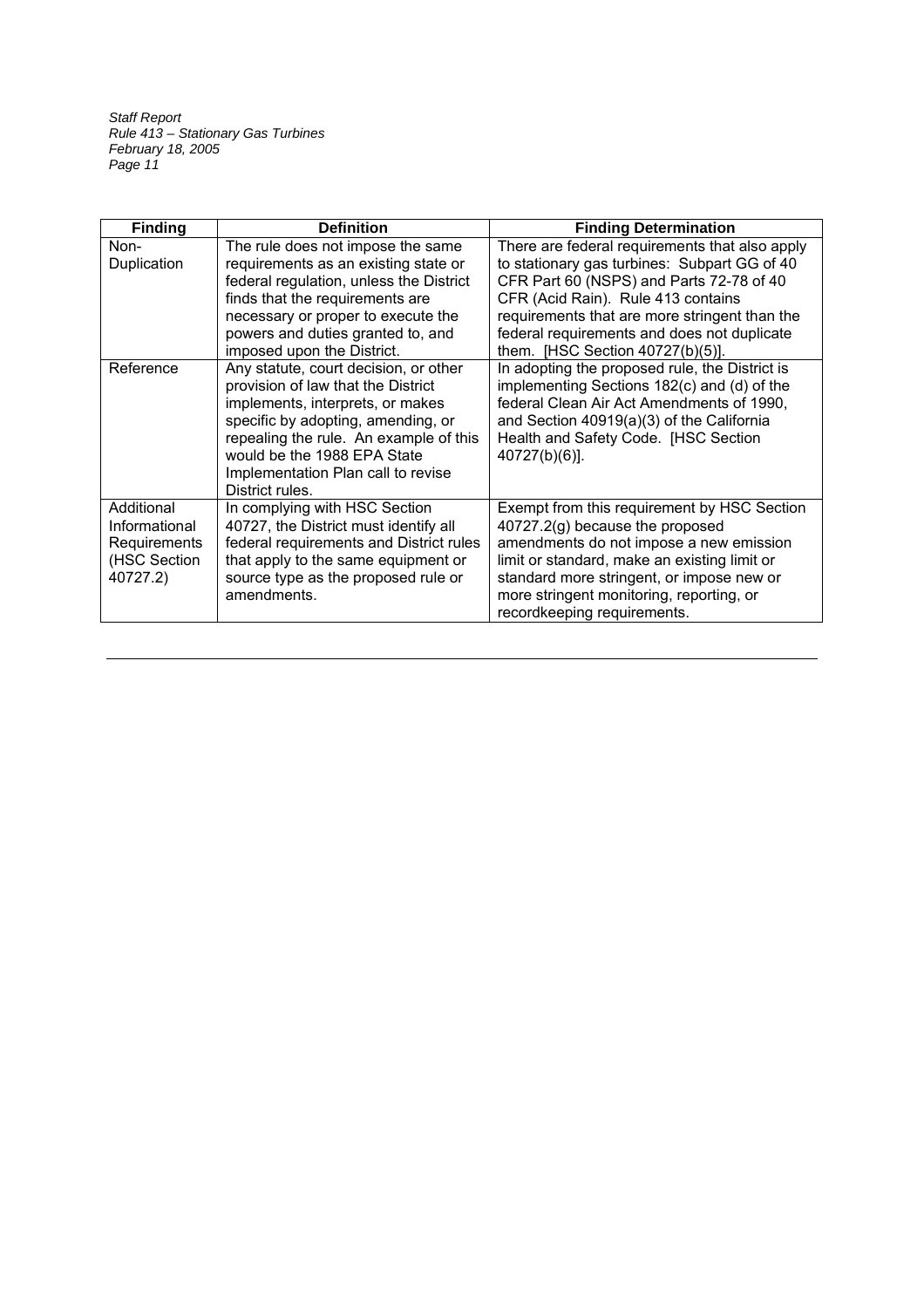| Finding | Definition | Finding Determination |
| --- | --- | --- |
| Non-Duplication | The rule does not impose the same requirements as an existing state or federal regulation, unless the District finds that the requirements are necessary or proper to execute the powers and duties granted to, and imposed upon the District. | There are federal requirements that also apply to stationary gas turbines: Subpart GG of 40 CFR Part 60 (NSPS) and Parts 72-78 of 40 CFR (Acid Rain). Rule 413 contains requirements that are more stringent than the federal requirements and does not duplicate them. [HSC Section 40727(b)(5)]. |
| Reference | Any statute, court decision, or other provision of law that the District implements, interprets, or makes specific by adopting, amending, or repealing the rule. An example of this would be the 1988 EPA State Implementation Plan call to revise District rules. | In adopting the proposed rule, the District is implementing Sections 182(c) and (d) of the federal Clean Air Act Amendments of 1990, and Section 40919(a)(3) of the California Health and Safety Code. [HSC Section 40727(b)(6)]. |
| Additional Informational Requirements (HSC Section 40727.2) | In complying with HSC Section 40727, the District must identify all federal requirements and District rules that apply to the same equipment or source type as the proposed rule or amendments. | Exempt from this requirement by HSC Section 40727.2(g) because the proposed amendments do not impose a new emission limit or standard, make an existing limit or standard more stringent, or impose new or more stringent monitoring, reporting, or recordkeeping requirements. |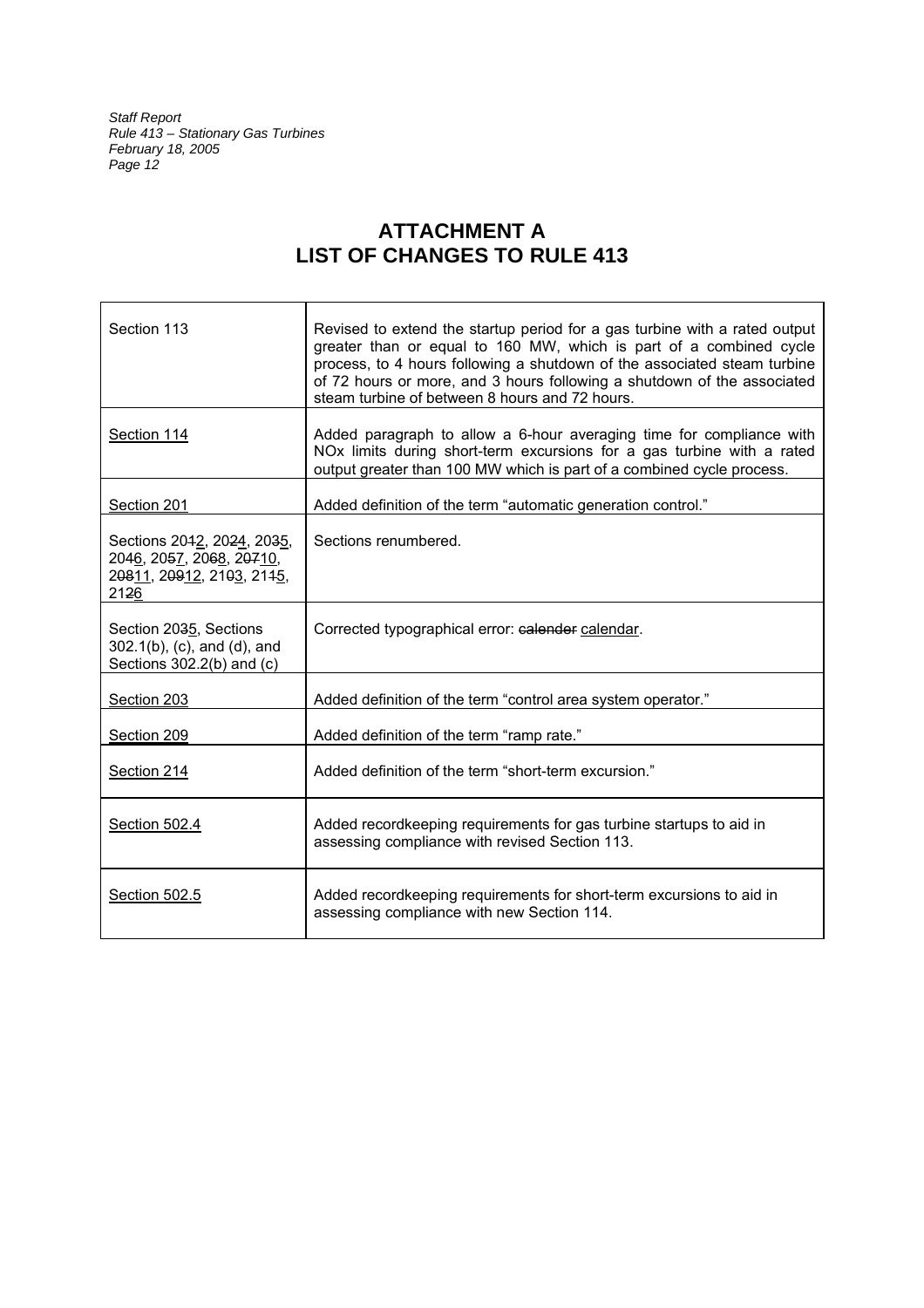# ATTACHMENT A
# LIST OF CHANGES TO RULE 413

| | |
|---|---|
| Section 113 | Revised to extend the startup period for a gas turbine with a rated output greater than or equal to 160 MW, which is part of a combined cycle process, to 4 hours following a shutdown of the associated steam turbine of 72 hours or more, and 3 hours following a shutdown of the associated steam turbine of between 8 hours and 72 hours. |
| Section 114 | Added paragraph to allow a 6-hour averaging time for compliance with NOx limits during short-term excursions for a gas turbine with a rated output greater than 100 MW which is part of a combined cycle process. |
| Section 201 | Added definition of the term "automatic generation control." |
| Sections 2012, 2024, 2035, 2046, 2057, 2068, 20710, 20811, 20912, 2103, 2115, 2126 | Sections renumbered. |
| Section 2035, Sections 302.1(b), (c), and (d), and Sections 302.2(b) and (c) | Corrected typographical error: ~~calender~~ calendar. |
| Section 203 | Added definition of the term "control area system operator." |
| Section 209 | Added definition of the term "ramp rate." |
| Section 214 | Added definition of the term "short-term excursion." |
| Section 502.4 | Added recordkeeping requirements for gas turbine startups to aid in assessing compliance with revised Section 113. |
| Section 502.5 | Added recordkeeping requirements for short-term excursions to aid in assessing compliance with new Section 114. |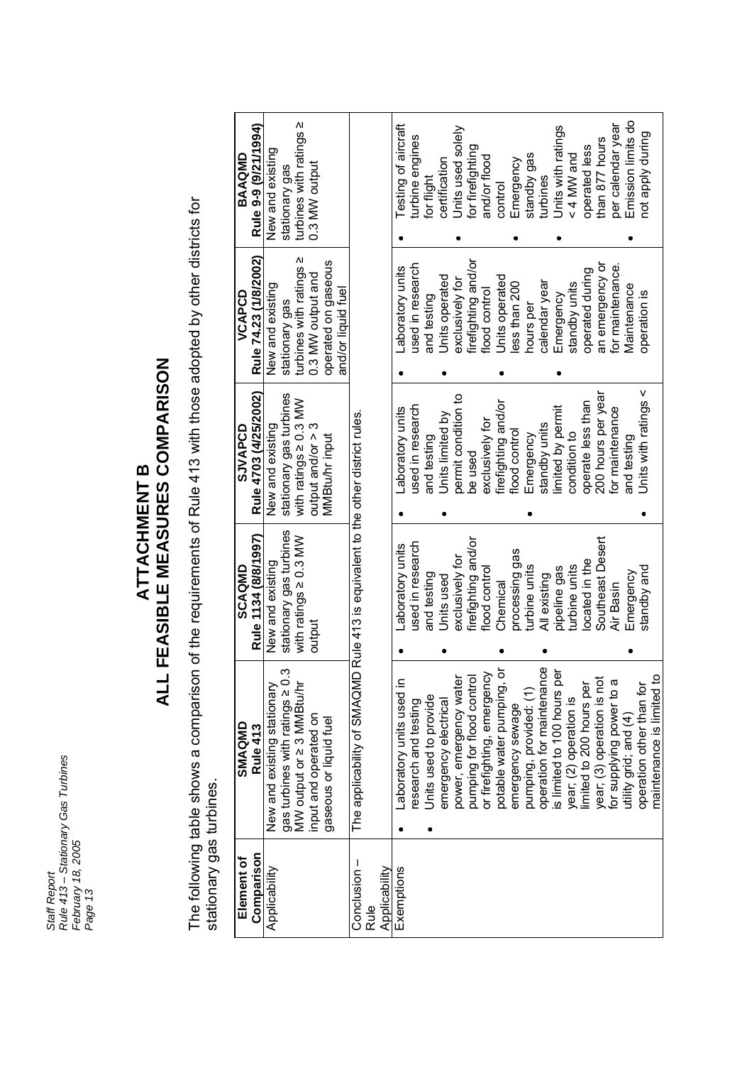# ATTACHMENT B
# ALL FEASIBLE MEASURES COMPARISON

The following table shows a comparison of the requirements of Rule 413 with those adopted by other districts for stationary gas turbines.

| Element of Comparison | SMAQMD Rule 413 | SCAQMD Rule 1134 (8/8/1997) | SJVAPCD Rule 4703 (4/25/2002) | VCAPCD Rule 74.23 (1/8/2002) | BAAQMD Rule 9-9 (9/21/1994) |
|---|---|---|---|---|---|
| Applicability | New and existing stationary gas turbines with ratings ≥ 0.3 MW output or ≥ 3 MMBtu/hr input and operated on gaseous or liquid fuel | New and existing stationary gas turbines with ratings ≥ 0.3 MW output | New and existing stationary gas turbines with ratings ≥ 0.3 MW output and/or > 3 MMBtu/hr input | New and existing stationary gas turbines with ratings ≥ 0.3 MW output and operated on gaseous and/or liquid fuel | New and existing stationary gas turbines with ratings ≥ 0.3 MW output |
| Conclusion – Rule Applicability | The applicability of SMAQMD Rule 413 is equivalent to the other district rules. | | | | |
| Exemptions | • Laboratory units used in research and testing<br>• Units used to provide emergency electrical power, emergency water pumping for flood control or firefighting, emergency potable water pumping, or emergency sewage pumping, provided: (1) operation for maintenance is limited to 100 hours per year; (2) operation is limited to 200 hours per year; (3) operation is not for supplying power to a utility grid; and (4) operation other than for maintenance is limited to | • Laboratory units used in research and testing<br>• Units used exclusively for firefighting and/or flood control<br>• Chemical processing gas turbine units<br>• All existing pipeline gas turbine units located in the Southeast Desert Air Basin<br>• Emergency standby and | • Laboratory units used in research and testing<br>• Units limited by permit condition to be used exclusively for firefighting and/or flood control<br>• Emergency standby units limited by permit condition to operate less than 200 hours per year for maintenance and testing<br>• Units with ratings < | • Laboratory units used in research and testing<br>• Units operated exclusively for firefighting and/or flood control<br>• Units operated less than 200 hours per calendar year<br>• Emergency standby units operated during an emergency or for maintenance. Maintenance operation is | • Testing of aircraft turbine engines for flight certification<br>• Units used solely for firefighting and/or flood control<br>• Emergency standby gas turbines<br>• Units with ratings < 4 MW and operated less than 877 hours per calendar year<br>• Emission limits do not apply during |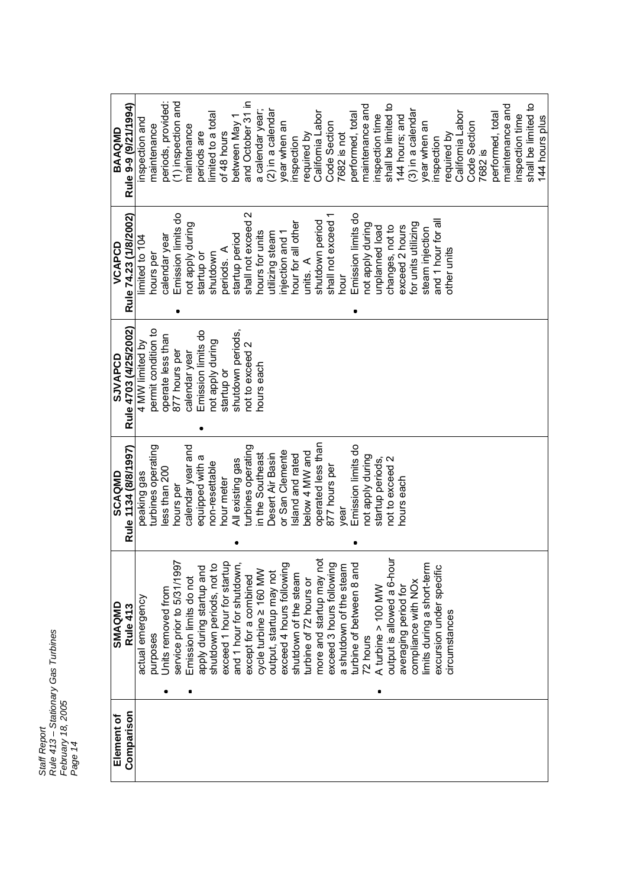| Element of Comparison | SMAQMD Rule 413 | SCAQMD Rule 1134 (8/8/1997) | SJVAPCD Rule 4703 (4/25/2002) | VCAPCD Rule 74.23 (1/8/2002) | BAAQMD Rule 9-9 (9/21/1994) |
|---|---|---|---|---|---|
| | actual emergency purposes<br>• Units removed from service prior to 5/31/1997<br>• Emission limits do not apply during startup and shutdown periods, not to exceed 1 hour for startup and 1 hour for shutdown, except for a combined cycle turbine ≥ 160 MW output, startup may not exceed 4 hours following shutdown of the steam turbine of 72 hours or more and startup may not exceed 3 hours following a shutdown of the steam turbine of between 8 and 72 hours<br>• A turbine > 100 MW output is allowed a 6-hour averaging period for compliance with NOx limits during a short-term excursion under specific circumstances | peaking gas turbines operating less than 200 hours per calendar year and equipped with a non-resettable hour meter<br>• All existing gas turbines operating in the Southeast Desert Air Basin or San Clemente Island and rated below 4 MW and operated less than 877 hours per year<br>• Emission limits do not apply during startup periods, not to exceed 2 hours each | 4 MW limited by permit condition to operate less than 877 hours per calendar year<br>• Emission limits do not apply during startup or shutdown periods, not to exceed 2 hours each | limited to 104 hours per calendar year<br>• Emission limits do not apply during startup or shutdown periods. A startup period shall not exceed 2 hours for units utilizing steam injection and 1 hour for all other units. A shutdown period shall not exceed 1 hour<br>• Emission limits do not apply during unplanned load changes, not to exceed 2 hours for units utilizing steam injection and 1 hour for all other units | inspection and maintenance periods, provided: (1) inspection and maintenance periods are limited to a total of 48 hours between May 1 and October 31 in a calendar year; (2) in a calendar year when an inspection required by California Labor Code Section 7682 is not performed, total maintenance and inspection time shall be limited to 144 hours; and (3) in a calendar year when an inspection required by California Labor Code Section 7682 is performed, total maintenance and inspection time shall be limited to 144 hours plus |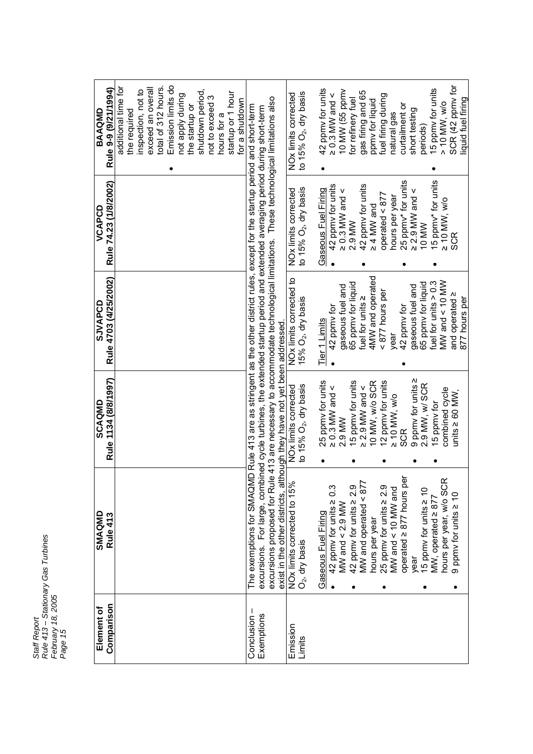| Element of Comparison | SMAQMD Rule 413 | SCAQMD Rule 1134 (8/8/1997) | SJVAPCD Rule 4703 (4/25/2002) | VCAPCD Rule 74.23 (1/8/2002) | BAAQMD Rule 9-9 (9/21/1994) |
|---|---|---|---|---|---|
| | | | | | additional time for the required inspection, not to exceed an overall total of 312 hours.<br>• Emission limits do not apply during the startup or shutdown period, not to exceed 3 hours for a startup or 1 hour for a shutdown |
| Conclusion – Exemptions | The exemptions for SMAQMD Rule 413 are as stringent as the other district rules, except for the startup period and short-term excursions. For large, combined cycle turbines, the extended startup period and extended averaging period during short-term excursions proposed for Rule 413 are necessary to accommodate technological limitations. These technological limitations also exist in the other districts, although they have not yet been addressed. | | | | |
| Emission Limits | NOx limits corrected to 15% $O_2$, dry basis<br><br>Gaseous Fuel Firing<br>• 42 ppmv for units ≥ 0.3 MW and < 2.9 MW<br>• 42 ppmv for units ≥ 2.9 MW and operated < 877 hours per year<br>• 25 ppmv for units ≥ 2.9 MW and < 10 MW and operated ≥ 877 hours per year<br>• 15 ppmv for units ≥ 10 MW, operated ≥ 877 hours per year, w/o SCR<br>• 9 ppmv for units ≥ 10 | NOx limits corrected to 15% $O_2$, dry basis<br><br>• 25 ppmv for units ≥ 0.3 MW and < 2.9 MW<br>• 15 ppmv for units ≥ 2.9 MW and < 10 MW, w/o SCR<br>• 12 ppmv for units ≥ 10 MW, w/o SCR<br>• 9 ppmv for units ≥ 2.9 MW, w/ SCR<br>• 15 ppmv for combined cycle units ≥ 60 MW, | NOx limits corrected to 15% $O_2$, dry basis<br><br>Tier 1 Limits<br>• 42 ppmv for gaseous fuel and 65 ppmv for liquid fuel for units ≥ 4MW and operated < 877 hours per year<br>• 42 ppmv for gaseous fuel and 65 ppmv for liquid fuel for units > 0.3 MW and < 10 MW and operated ≥ 877 hours per | NOx limits corrected to 15% $O_2$, dry basis<br><br>Gaseous Fuel Firing<br>• 42 ppmv for units ≥ 0.3 MW and < 2.9 MW<br>• 42 ppmv for units ≥ 4 MW and operated < 877 hours per year<br>• 25 ppmv* for units ≥ 2.9 MW and < 10 MW<br>• 15 ppmv* for units ≥ 10 MW, w/o SCR | NOx limits corrected to 15% $O_2$, dry basis<br><br>• 42 ppmv for units ≥ 0.3 MW and < 10 MW (55 ppmv for refinery fuel gas firing and 65 ppmv for liquid fuel firing during natural gas curtailment or short testing periods)<br>• 15 ppmv for units > 10 MW, w/o SCR (42 ppmv for liquid fuel firing |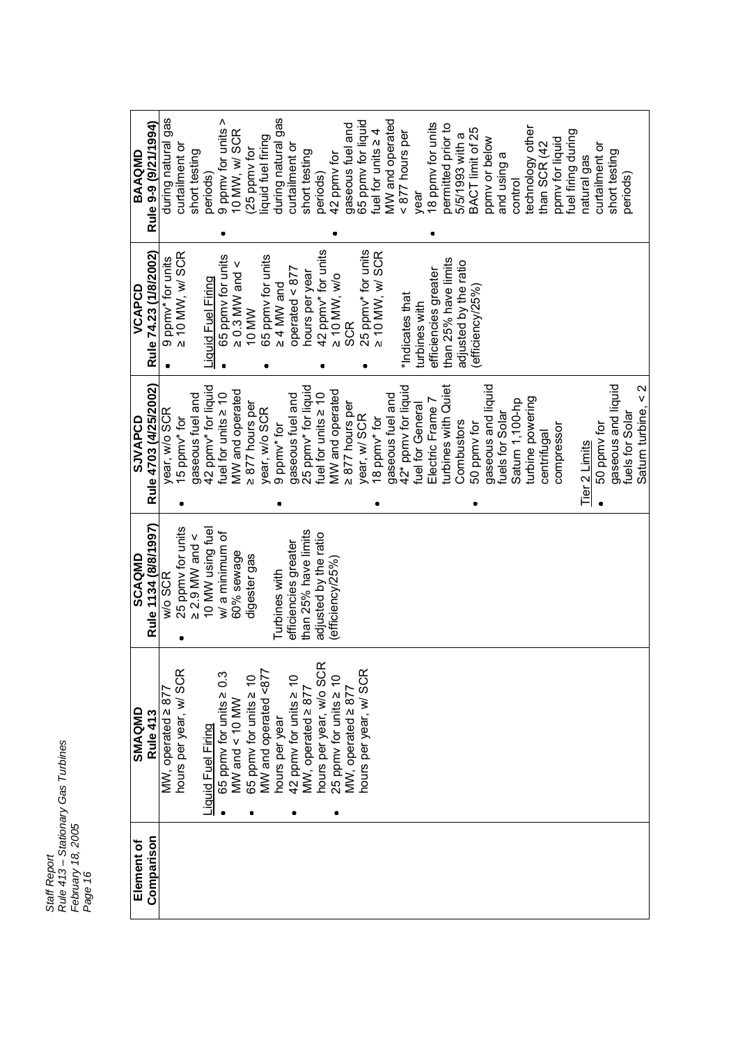| Element of Comparison | SMAQMD Rule 413 | SCAQMD Rule 1134 (8/8/1997) | SJVAPCD Rule 4703 (4/25/2002) | VCAPCD Rule 74.23 (1/8/2002) | BAAQMD Rule 9-9 (9/21/1994) |
|---|---|---|---|---|---|
| | MW, operated ≥ 877 hours per year, w/ SCR<br><br>Liquid Fuel Firing<br>• 65 ppmv for units ≥ 0.3 MW and < 10 MW<br>• 65 ppmv for units ≥ 10 MW and operated <877 hours per year<br>• 42 ppmv for units ≥ 10 MW, operated ≥ 877 hours per year, w/o SCR<br>• 25 ppmv for units ≥ 10 MW, operated ≥ 877 hours per year, w/ SCR | w/o SCR<br>• 25 ppmv for units ≥ 2.9 MW and < 10 MW using fuel w/ a minimum of 60% sewage digester gas<br><br>Turbines with efficiencies greater than 25% have limits adjusted by the ratio (efficiency/25%) | year, w/o SCR<br>• 15 ppmv* for gaseous fuel and 42 ppmv* for liquid fuel for units ≥ 10 MW and operated ≥ 877 hours per year, w/o SCR<br>• 9 ppmv* for gaseous fuel and 25 ppmv* for liquid fuel for units ≥ 10 MW and operated ≥ 877 hours per year, w/ SCR<br>• 18 ppmv* for gaseous fuel and 42* ppmv for liquid fuel for General Electric Frame 7 turbines with Quiet Combustors<br>• 50 ppmv for gaseous and liquid fuels for Solar Saturn 1,100-hp turbine powering centrifugal compressor<br><br>Tier 2 Limits<br>• 50 ppmv for gaseous and liquid fuels for Solar Saturn turbine, < 2 | • 9 ppmv* for units ≥ 10 MW, w/ SCR<br><br>Liquid Fuel Firing<br>• 65 ppmv for units ≥ 0.3 MW and < 10 MW<br>• 65 ppmv for units ≥ 4 MW and operated < 877 hours per year<br>• 42 ppmv* for units ≥ 10 MW, w/o SCR<br>• 25 ppmv* for units ≥ 10 MW, w/ SCR<br><br>*Indicates that turbines with efficiencies greater than 25% have limits adjusted by the ratio (efficiency/25%) | during natural gas curtailment or short testing periods)<br>• 9 ppmv for units > 10 MW, w/ SCR (25 ppmv for liquid fuel firing during natural gas curtailment or short testing periods)<br>• 42 ppmv for gaseous fuel and 65 ppmv for liquid fuel for units ≥ 4 MW and operated < 877 hours per year<br>• 18 ppmv for units permitted prior to 5/5/1993 with a BACT limit of 25 ppmv or below and using a control technology other than SCR (42 ppmv for liquid fuel firing during natural gas curtailment or short testing periods) |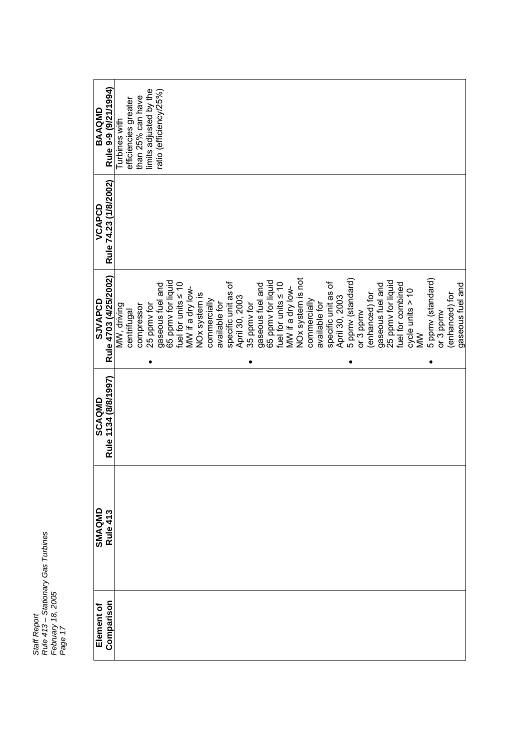| Element of Comparison | SMAQMD Rule 413 | SCAQMD Rule 1134 (8/8/1997) | SJVAPCD Rule 4703 (4/25/2002) | VCAPCD Rule 74.23 (1/8/2002) | BAAQMD Rule 9-9 (9/21/1994) |
|---|---|---|---|---|---|
| | | | MW, driving centrifugal compressor<br>• 25 ppmv for gaseous fuel and 65 ppmv for liquid fuel for units ≤ 10 MW if a dry low-NOx system is commercially available for specific unit as of April 30, 2003<br>• 35 ppmv for gaseous fuel and 65 ppmv for liquid fuel for units ≤ 10 MW if a dry low-NOx system is not commercially available for specific unit as of April 30, 2003<br>• 5 ppmv (standard) or 3 ppmv (enhanced) for gaseous fuel and 25 ppmv for liquid fuel for combined cycle units > 10 MW<br>• 5 ppmv (standard) or 3 ppmv (enhanced) for gaseous fuel and | | Turbines with efficiencies greater than 25% can have limits adjusted by the ratio (efficiency/25%) |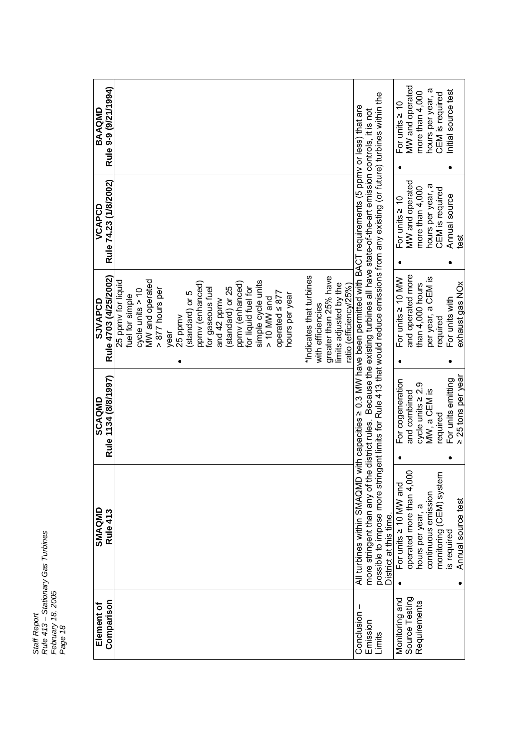| Element of Comparison | SMAQMD Rule 413 | SCAQMD Rule 1134 (8/8/1997) | SJVAPCD Rule 4703 (4/25/2002) | VCAPCD Rule 74.23 (1/8/2002) | BAAQMD Rule 9-9 (9/21/1994) |
|---|---|---|---|---|---|
| | | | 25 ppmv for liquid fuel for simple cycle units > 10 MW and operated > 877 hours per year<br>• 25 ppmv (standard) or 5 ppmv (enhanced) for gaseous fuel and 42 ppmv (standard) or 25 ppmv (enhanced) for liquid fuel for simple cycle units > 10 MW and operated ≤ 877 hours per year<br><br>*Indicates that turbines with efficiencies greater than 25% have limits adjusted by the ratio (efficiency/25%) | | |
| Conclusion – Emission Limits | All turbines within SMAQMD with capacities ≥ 0.3 MW have been permitted with BACT requirements (5 ppmv or less) that are more stringent than any of the district rules. Because the existing turbines all have state-of-the-art emission controls, it is not possible to impose more stringent limits for Rule 413 that would reduce emissions from any existing (or future) turbines within the District at this time. | | | | |
| Monitoring and Source Testing Requirements | • For units ≥ 10 MW and operated more than 4,000 hours per year, a continuous emission monitoring (CEM) system is required<br>• Annual source test | • For cogeneration and combined cycle units ≥ 2.9 MW, a CEM is required<br>• For units emitting ≥ 25 tons per year | • For units ≥ 10 MW and operated more than 4,000 hours per year, a CEM is required<br>• For units with exhaust gas NOx | • For units ≥ 10 MW and operated more than 4,000 hours per year, a CEM is required<br>• Annual source test | • For units ≥ 10 MW and operated more than 4,000 hours per year, a CEM is required<br>• Initial source test |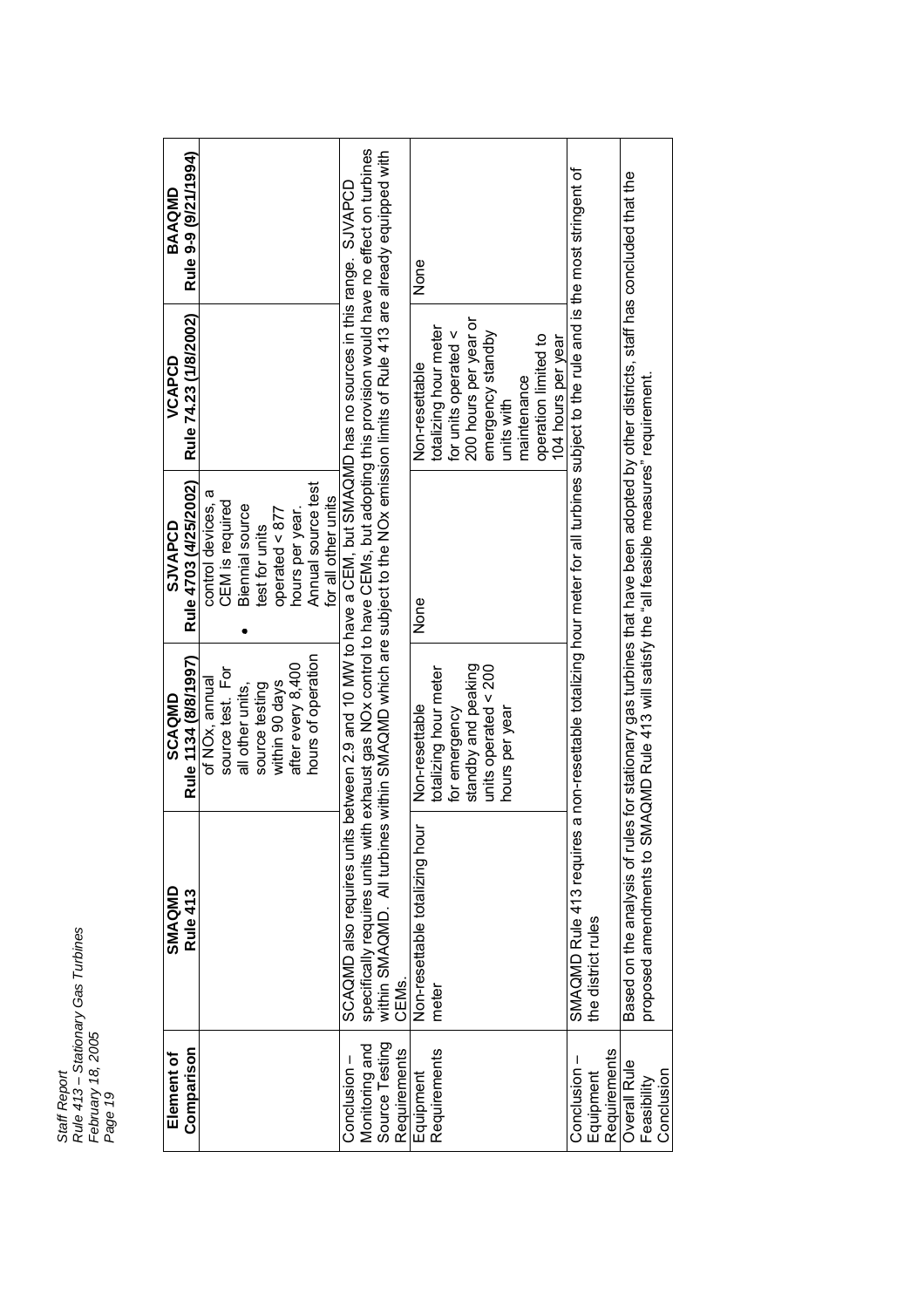| Element of Comparison | SMAQMD Rule 413 | SCAQMD Rule 1134 (8/8/1997) | SJVAPCD Rule 4703 (4/25/2002) | VCAPCD Rule 74.23 (1/8/2002) | BAAQMD Rule 9-9 (9/21/1994) |
|---|---|---|---|---|---|
| | | of NOx, annual source test. For all other units, source testing within 90 days after every 8,400 hours of operation | control devices, a CEM is required<br>• Biennial source test for units operated < 877 hours per year. Annual source test for all other units | | |
| Conclusion – Monitoring and Source Testing Requirements | SCAQMD also requires units between 2.9 and 10 MW to have a CEM, but SMAQMD has no sources in this range. SJVAPCD specifically requires units with exhaust gas NOx control to have CEMs, but adopting this provision would have no effect on turbines within SMAQMD. All turbines within SMAQMD which are subject to the NOx emission limits of Rule 413 are already equipped with CEMs. | | | | |
| Equipment Requirements | Non-resettable totalizing hour meter | Non-resettable totalizing hour meter for emergency standby and peaking units operated < 200 hours per year | None | Non-resettable totalizing hour meter for units operated < 200 hours per year or emergency standby units with maintenance operation limited to 104 hours per year | None |
| Conclusion – Equipment Requirements | SMAQMD Rule 413 requires a non-resettable totalizing hour meter for all turbines subject to the rule and is the most stringent of the district rules | | | | |
| Overall Rule Feasibility Conclusion | Based on the analysis of rules for stationary gas turbines that have been adopted by other districts, staff has concluded that the proposed amendments to SMAQMD Rule 413 will satisfy the "all feasible measures" requirement. | | | | |